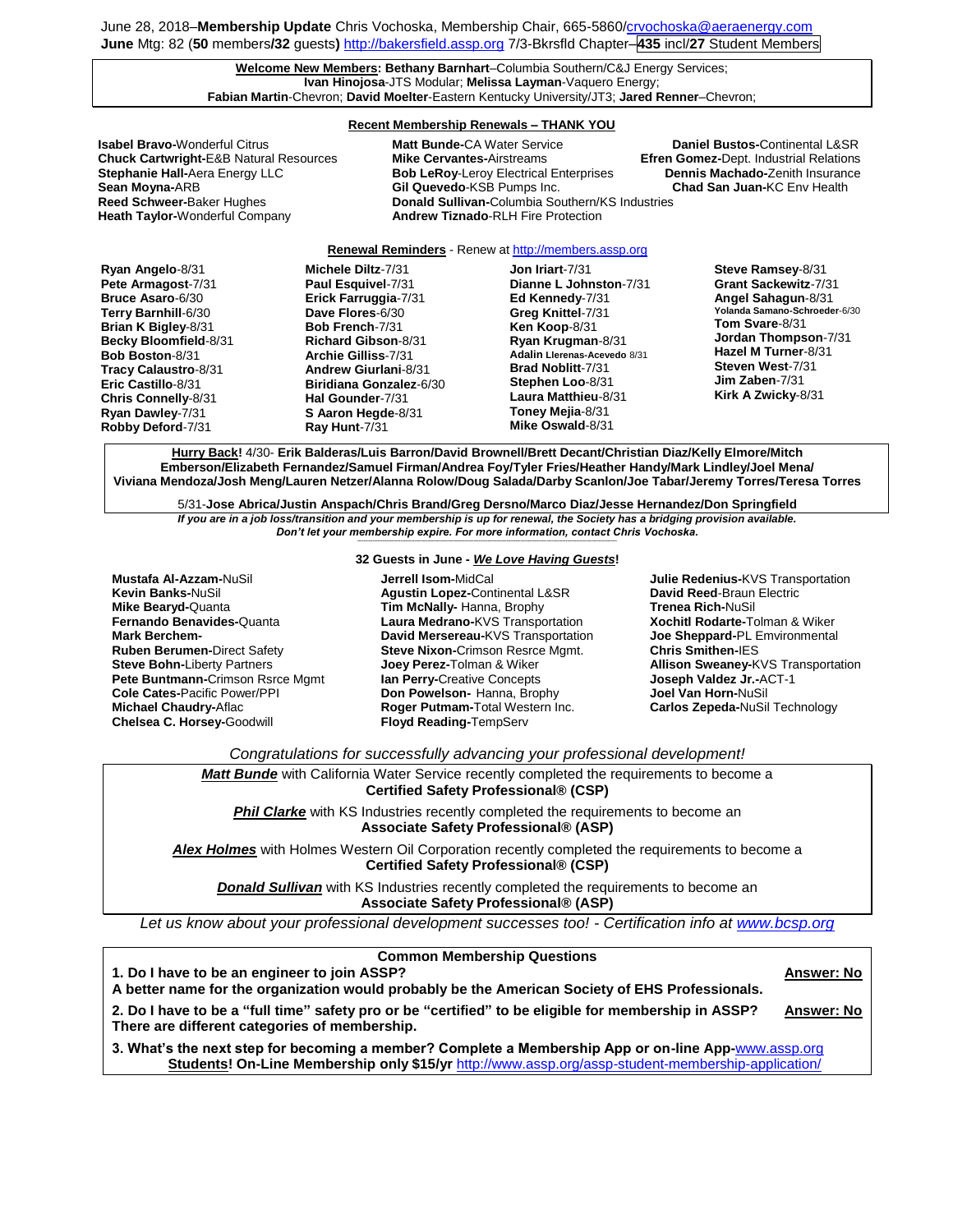June 28, 2018–**Membership Update** Chris Vochoska, Membership Chair, 665-5860/crvochoska@aeraenergy.com
**June** Mtg: 82 (**50** members**/32** guests**)** http://bakersfield.assp.org 7/3-Bkrsfld Chapter–**435** incl/**27** Student Members

**Welcome New Members: Bethany Barnhart**–Columbia Southern/C&J Energy Services; **Ivan Hinojosa**-JTS Modular; **Melissa Layman**-Vaquero Energy; **Fabian Martin**-Chevron; **David Moelter**-Eastern Kentucky University/JT3; **Jared Renner**–Chevron;

**Recent Membership Renewals – THANK YOU**

**Isabel Bravo-**Wonderful Citrus
**Chuck Cartwright-**E&B Natural Resources
**Stephanie Hall-**Aera Energy LLC
**Sean Moyna-**ARB
**Reed Schweer-**Baker Hughes
**Heath Taylor-**Wonderful Company
**Matt Bunde-**CA Water Service
**Mike Cervantes-**Airstreams
**Bob LeRoy**-Leroy Electrical Enterprises
**Gil Quevedo**-KSB Pumps Inc.
**Donald Sullivan-**Columbia Southern/KS Industries
**Andrew Tiznado**-RLH Fire Protection
**Daniel Bustos-**Continental L&SR
**Efren Gomez-**Dept. Industrial Relations
**Dennis Machado-**Zenith Insurance
**Chad San Juan-**KC Env Health

**Renewal Reminders** - Renew at http://members.assp.org

**Ryan Angelo**-8/31
**Pete Armagost**-7/31
**Bruce Asaro**-6/30
**Terry Barnhill**-6/30
**Brian K Bigley**-8/31
**Becky Bloomfield**-8/31
**Bob Boston**-8/31
**Tracy Calaustro**-8/31
**Eric Castillo**-8/31
**Chris Connelly**-8/31
**Ryan Dawley**-7/31
**Robby Deford**-7/31
**Michele Diltz**-7/31
**Paul Esquivel**-7/31
**Erick Farruggia**-7/31
**Dave Flores**-6/30
**Bob French**-7/31
**Richard Gibson**-8/31
**Archie Gilliss**-7/31
**Andrew Giurlani**-8/31
**Biridiana Gonzalez**-6/30
**Hal Gounder**-7/31
**S Aaron Hegde**-8/31
**Ray Hunt**-7/31
**Jon Iriart**-7/31
**Dianne L Johnston**-7/31
**Ed Kennedy**-7/31
**Greg Knittel**-7/31
**Ken Koop**-8/31
**Ryan Krugman**-8/31
**Adalin Llerenas-Acevedo** 8/31
**Brad Noblitt**-7/31
**Stephen Loo**-8/31
**Laura Matthieu**-8/31
**Toney Mejia**-8/31
**Mike Oswald**-8/31
**Steve Ramsey**-8/31
**Grant Sackewitz**-7/31
**Angel Sahagun**-8/31
**Yolanda Samano-Schroeder**-6/30
**Tom Svare**-8/31
**Jordan Thompson**-7/31
**Hazel M Turner**-8/31
**Steven West**-7/31
**Jim Zaben**-7/31
**Kirk A Zwicky**-8/31

**Hurry Back!** 4/30- **Erik Balderas/Luis Barron/David Brownell/Brett Decant/Christian Diaz/Kelly Elmore/Mitch Emberson/Elizabeth Fernandez/Samuel Firman/Andrea Foy/Tyler Fries/Heather Handy/Mark Lindley/Joel Mena/ Viviana Mendoza/Josh Meng/Lauren Netzer/Alanna Rolow/Doug Salada/Darby Scanlon/Joe Tabar/Jeremy Torres/Teresa Torres**

5/31-**Jose Abrica/Justin Anspach/Chris Brand/Greg Dersno/Marco Diaz/Jesse Hernandez/Don Springfield**

***If you are in a job loss/transition and your membership is up for renewal, the Society has a bridging provision available. Don't let your membership expire. For more information, contact Chris Vochoska.***

**32 Guests in June - *We Love Having Guests*!**

**Mustafa Al-Azzam-**NuSil
**Kevin Banks-**NuSil
**Mike Bearyd-**Quanta
**Fernando Benavides-**Quanta
**Mark Berchem-**
**Ruben Berumen-**Direct Safety
**Steve Bohn-**Liberty Partners
**Pete Buntmann-**Crimson Rsrce Mgmt
**Cole Cates-**Pacific Power/PPI
**Michael Chaudry-**Aflac
**Chelsea C. Horsey-**Goodwill
**Jerrell Isom-**MidCal
**Agustin Lopez-**Continental L&SR
**Tim McNally-** Hanna, Brophy
**Laura Medrano-**KVS Transportation
**David Mersereau-**KVS Transportation
**Steve Nixon-**Crimson Resrce Mgmt.
**Joey Perez-**Tolman & Wiker
**Ian Perry-**Creative Concepts
**Don Powelson-** Hanna, Brophy
**Roger Putmam-**Total Western Inc.
**Floyd Reading-**TempServ
**Julie Redenius-**KVS Transportation
**David Reed-**Braun Electric
**Trenea Rich-**NuSil
**Xochitl Rodarte-**Tolman & Wiker
**Joe Sheppard-**PL Emvironmental
**Chris Smithen-**IES
**Allison Sweaney-**KVS Transportation
**Joseph Valdez Jr.-**ACT-1
**Joel Van Horn-**NuSil
**Carlos Zepeda-**NuSil Technology

*Congratulations for successfully advancing your professional development!*

***Matt Bunde*** with California Water Service recently completed the requirements to become a **Certified Safety Professional® (CSP)**

***Phil Clarke*** with KS Industries recently completed the requirements to become an **Associate Safety Professional® (ASP)**

***Alex Holmes*** with Holmes Western Oil Corporation recently completed the requirements to become a **Certified Safety Professional® (CSP)**

***Donald Sullivan*** with KS Industries recently completed the requirements to become an **Associate Safety Professional® (ASP)**

*Let us know about your professional development successes too! - Certification info at www.bcsp.org*

**Common Membership Questions**

**1. Do I have to be an engineer to join ASSP?** **Answer: No**
**A better name for the organization would probably be the American Society of EHS Professionals.**

**2. Do I have to be a "full time" safety pro or be "certified" to be eligible for membership in ASSP?** **Answer: No**
**There are different categories of membership.**

**3. What's the next step for becoming a member? Complete a Membership App or on-line App-**www.assp.org
**Students! On-Line Membership only $15/yr** http://www.assp.org/assp-student-membership-application/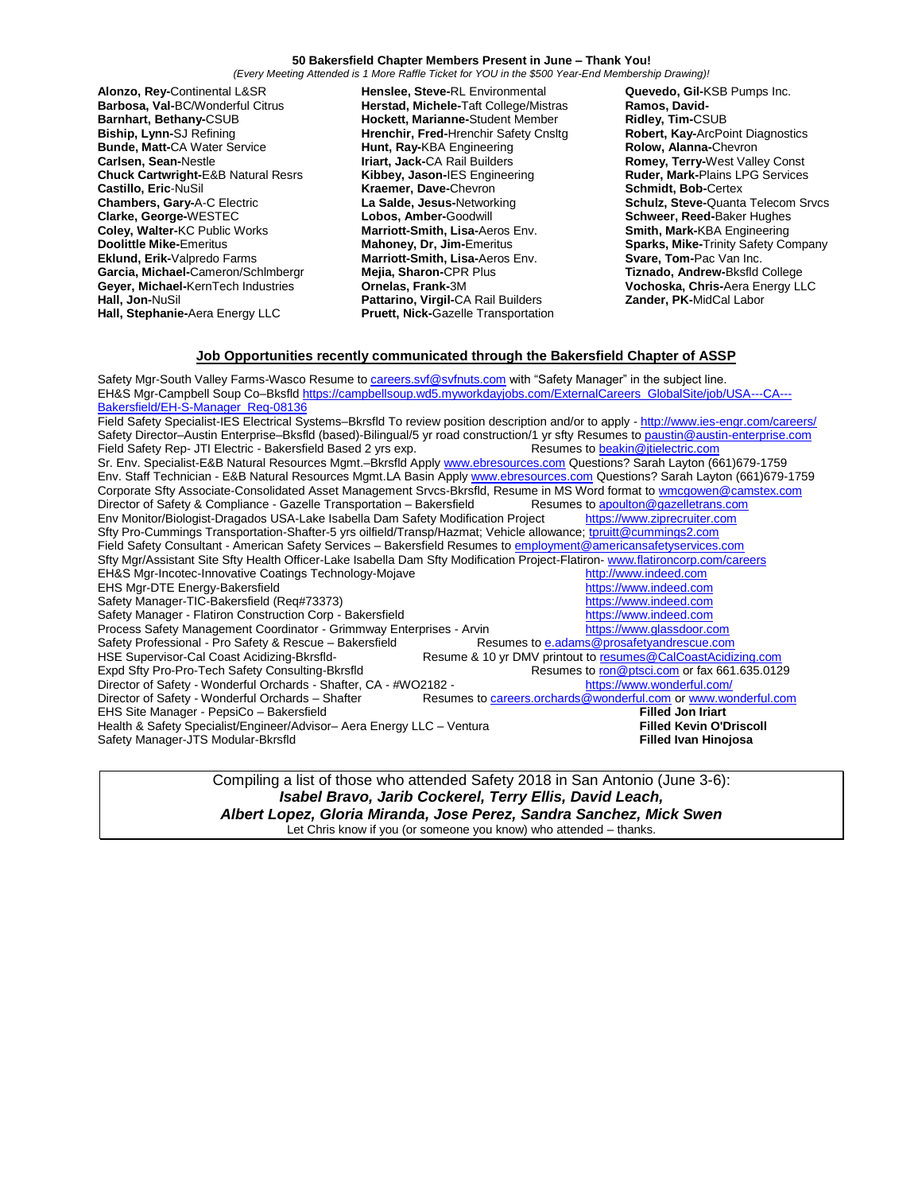**50 Bakersfield Chapter Members Present in June – Thank You!**

*(Every Meeting Attended is 1 More Raffle Ticket for YOU in the $500 Year-End Membership Drawing)!*

**Alonzo, Rey-**Continental L&SR
**Barbosa, Val-**BC/Wonderful Citrus
**Barnhart, Bethany-**CSUB
**Biship, Lynn-**SJ Refining
**Bunde, Matt-**CA Water Service
**Carlsen, Sean-**Nestle
**Chuck Cartwright-**E&B Natural Resrs
**Castillo, Eric**-NuSil
**Chambers, Gary-**A-C Electric
**Clarke, George-**WESTEC
**Coley, Walter-**KC Public Works
**Doolittle Mike-**Emeritus
**Eklund, Erik-**Valpredo Farms
**Garcia, Michael-**Cameron/Schlmbergr
**Geyer, Michael-**KernTech Industries
**Hall, Jon-**NuSil
**Hall, Stephanie-**Aera Energy LLC
**Henslee, Steve-**RL Environmental
**Herstad, Michele-**Taft College/Mistras
**Hockett, Marianne-**Student Member
**Hrenchir, Fred-**Hrenchir Safety Cnsltg
**Hunt, Ray-**KBA Engineering
**Iriart, Jack-**CA Rail Builders
**Kibbey, Jason-**IES Engineering
**Kraemer, Dave-**Chevron
**La Salde, Jesus-**Networking
**Lobos, Amber-**Goodwill
**Marriott-Smith, Lisa-**Aeros Env.
**Mahoney, Dr, Jim-**Emeritus
**Marriott-Smith, Lisa-**Aeros Env.
**Mejia, Sharon-**CPR Plus
**Ornelas, Frank-**3M
**Pattarino, Virgil-**CA Rail Builders
**Pruett, Nick-**Gazelle Transportation
**Quevedo, Gil-**KSB Pumps Inc.
**Ramos, David-**
**Ridley, Tim-**CSUB
**Robert, Kay-**ArcPoint Diagnostics
**Rolow, Alanna-**Chevron
**Romey, Terry-**West Valley Const
**Ruder, Mark-**Plains LPG Services
**Schmidt, Bob-**Certex
**Schulz, Steve-**Quanta Telecom Srvcs
**Schweer, Reed-**Baker Hughes
**Smith, Mark-**KBA Engineering
**Sparks, Mike-**Trinity Safety Company
**Svare, Tom-**Pac Van Inc.
**Tiznado, Andrew-**Bksfld College
**Vochoska, Chris-**Aera Energy LLC
**Zander, PK-**MidCal Labor

## Job Opportunities recently communicated through the Bakersfield Chapter of ASSP

Safety Mgr-South Valley Farms-Wasco Resume to careers.svf@svfnuts.com with "Safety Manager" in the subject line.
EH&S Mgr-Campbell Soup Co–Bksfld https://campbellsoup.wd5.myworkdayjobs.com/ExternalCareers_GlobalSite/job/USA---CA---Bakersfield/EH-S-Manager_Req-08136
Field Safety Specialist-IES Electrical Systems–Bkrsfld To review position description and/or to apply - http://www.ies-engr.com/careers/
Safety Director–Austin Enterprise–Bksfld (based)-Bilingual/5 yr road construction/1 yr sfty Resumes to paustin@austin-enterprise.com
Field Safety Rep- JTI Electric - Bakersfield Based 2 yrs exp. Resumes to beakin@jtielectric.com
Sr. Env. Specialist-E&B Natural Resources Mgmt.–Bkrsfld Apply www.ebresources.com Questions? Sarah Layton (661)679-1759
Env. Staff Technician - E&B Natural Resources Mgmt.LA Basin Apply www.ebresources.com Questions? Sarah Layton (661)679-1759
Corporate Sfty Associate-Consolidated Asset Management Srvcs-Bkrsfld, Resume in MS Word format to wmcgowen@camstex.com
Director of Safety & Compliance - Gazelle Transportation – Bakersfield Resumes to apoulton@gazelletrans.com
Env Monitor/Biologist-Dragados USA-Lake Isabella Dam Safety Modification Project https://www.ziprecruiter.com
Sfty Pro-Cummings Transportation-Shafter-5 yrs oilfield/Transp/Hazmat; Vehicle allowance; tpruitt@cummings2.com
Field Safety Consultant - American Safety Services – Bakersfield Resumes to employment@americansafetyservices.com
Sfty Mgr/Assistant Site Sfty Health Officer-Lake Isabella Dam Sfty Modification Project-Flatiron- www.flatironcorp.com/careers
EH&S Mgr-Incotec-Innovative Coatings Technology-Mojave http://www.indeed.com
EHS Mgr-DTE Energy-Bakersfield https://www.indeed.com
Safety Manager-TIC-Bakersfield (Req#73373) https://www.indeed.com
Safety Manager - Flatiron Construction Corp - Bakersfield https://www.indeed.com
Process Safety Management Coordinator - Grimmway Enterprises - Arvin https://www.glassdoor.com
Safety Professional - Pro Safety & Rescue – Bakersfield Resumes to e.adams@prosafetyandrescue.com
HSE Supervisor-Cal Coast Acidizing-Bkrsfld- Resume & 10 yr DMV printout to resumes@CalCoastAcidizing.com
Expd Sfty Pro-Pro-Tech Safety Consulting-Bkrsfld Resumes to ron@ptsci.com or fax 661.635.0129
Director of Safety - Wonderful Orchards - Shafter, CA - #WO2182 - https://www.wonderful.com/
Director of Safety - Wonderful Orchards – Shafter Resumes to careers.orchards@wonderful.com or www.wonderful.com
EHS Site Manager - PepsiCo – Bakersfield **Filled Jon Iriart**
Health & Safety Specialist/Engineer/Advisor– Aera Energy LLC – Ventura **Filled Kevin O'Driscoll**
Safety Manager-JTS Modular-Bkrsfld **Filled Ivan Hinojosa**

Compiling a list of those who attended Safety 2018 in San Antonio (June 3-6):
***Isabel Bravo, Jarib Cockerel, Terry Ellis, David Leach,***
***Albert Lopez, Gloria Miranda, Jose Perez, Sandra Sanchez, Mick Swen***
Let Chris know if you (or someone you know) who attended – thanks.